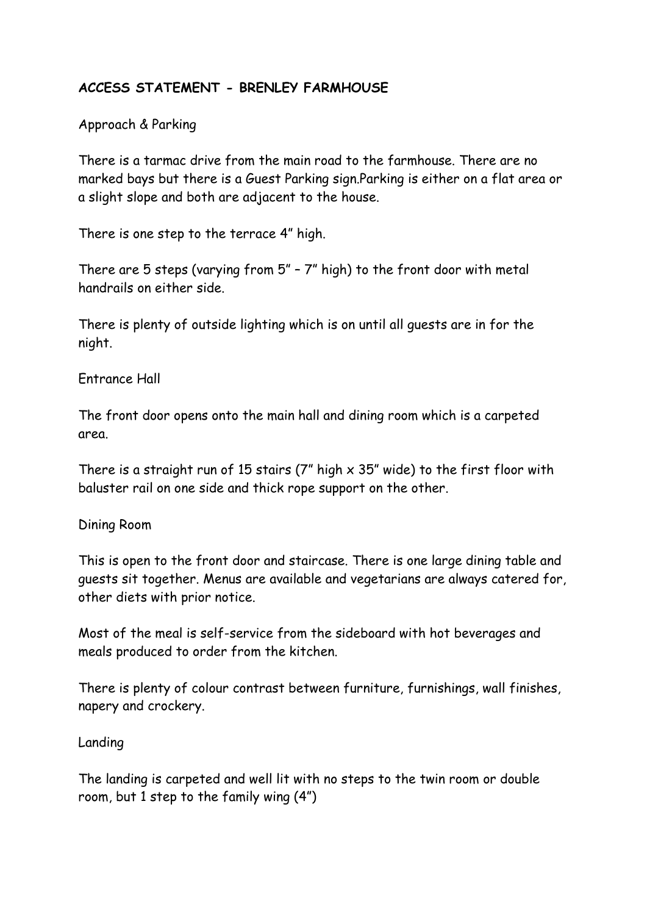# ACCESS STATEMENT - BRENLEY FARMHOUSE

## Approach & Parking

There is a tarmac drive from the main road to the farmhouse. There are no marked bays but there is a Guest Parking sign.Parking is either on a flat area or a slight slope and both are adjacent to the house.

There is one step to the terrace 4" high.

There are 5 steps (varying from 5" – 7" high) to the front door with metal handrails on either side.

There is plenty of outside lighting which is on until all guests are in for the night.

## Entrance Hall

The front door opens onto the main hall and dining room which is a carpeted area.

There is a straight run of 15 stairs (7" high x 35" wide) to the first floor with baluster rail on one side and thick rope support on the other.

## Dining Room

This is open to the front door and staircase. There is one large dining table and guests sit together. Menus are available and vegetarians are always catered for, other diets with prior notice.

Most of the meal is self-service from the sideboard with hot beverages and meals produced to order from the kitchen.

There is plenty of colour contrast between furniture, furnishings, wall finishes, napery and crockery.

## Landing

The landing is carpeted and well lit with no steps to the twin room or double room, but 1 step to the family wing (4")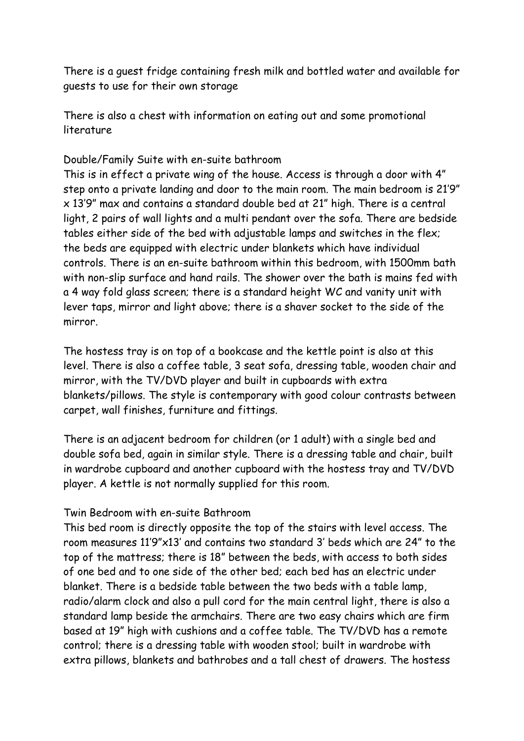There is a guest fridge containing fresh milk and bottled water and available for guests to use for their own storage

There is also a chest with information on eating out and some promotional literature

Double/Family Suite with en-suite bathroom

This is in effect a private wing of the house. Access is through a door with 4" step onto a private landing and door to the main room. The main bedroom is 21'9" x 13'9" max and contains a standard double bed at 21" high. There is a central light, 2 pairs of wall lights and a multi pendant over the sofa. There are bedside tables either side of the bed with adjustable lamps and switches in the flex; the beds are equipped with electric under blankets which have individual controls. There is an en-suite bathroom within this bedroom, with 1500mm bath with non-slip surface and hand rails. The shower over the bath is mains fed with a 4 way fold glass screen; there is a standard height WC and vanity unit with lever taps, mirror and light above; there is a shaver socket to the side of the mirror.

The hostess tray is on top of a bookcase and the kettle point is also at this level. There is also a coffee table, 3 seat sofa, dressing table, wooden chair and mirror, with the TV/DVD player and built in cupboards with extra blankets/pillows. The style is contemporary with good colour contrasts between carpet, wall finishes, furniture and fittings.

There is an adjacent bedroom for children (or 1 adult) with a single bed and double sofa bed, again in similar style. There is a dressing table and chair, built in wardrobe cupboard and another cupboard with the hostess tray and TV/DVD player. A kettle is not normally supplied for this room.

Twin Bedroom with en-suite Bathroom

This bed room is directly opposite the top of the stairs with level access. The room measures 11'9"x13' and contains two standard 3' beds which are 24" to the top of the mattress; there is 18" between the beds, with access to both sides of one bed and to one side of the other bed; each bed has an electric under blanket. There is a bedside table between the two beds with a table lamp, radio/alarm clock and also a pull cord for the main central light, there is also a standard lamp beside the armchairs. There are two easy chairs which are firm based at 19" high with cushions and a coffee table. The TV/DVD has a remote control; there is a dressing table with wooden stool; built in wardrobe with extra pillows, blankets and bathrobes and a tall chest of drawers. The hostess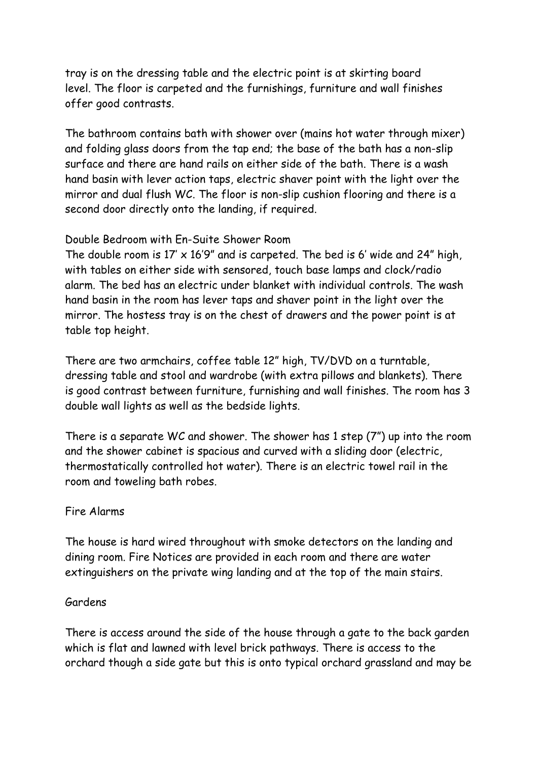tray is on the dressing table and the electric point is at skirting board level. The floor is carpeted and the furnishings, furniture and wall finishes offer good contrasts.

The bathroom contains bath with shower over (mains hot water through mixer) and folding glass doors from the tap end; the base of the bath has a non-slip surface and there are hand rails on either side of the bath. There is a wash hand basin with lever action taps, electric shaver point with the light over the mirror and dual flush WC. The floor is non-slip cushion flooring and there is a second door directly onto the landing, if required.

## Double Bedroom with En-Suite Shower Room

The double room is 17' x 16'9" and is carpeted. The bed is 6' wide and 24" high, with tables on either side with sensored, touch base lamps and clock/radio alarm. The bed has an electric under blanket with individual controls. The wash hand basin in the room has lever taps and shaver point in the light over the mirror. The hostess tray is on the chest of drawers and the power point is at table top height.

There are two armchairs, coffee table 12" high, TV/DVD on a turntable, dressing table and stool and wardrobe (with extra pillows and blankets). There is good contrast between furniture, furnishing and wall finishes. The room has 3 double wall lights as well as the bedside lights.

There is a separate WC and shower. The shower has 1 step (7") up into the room and the shower cabinet is spacious and curved with a sliding door (electric, thermostatically controlled hot water). There is an electric towel rail in the room and toweling bath robes.

## Fire Alarms

The house is hard wired throughout with smoke detectors on the landing and dining room. Fire Notices are provided in each room and there are water extinguishers on the private wing landing and at the top of the main stairs.

## Gardens

There is access around the side of the house through a gate to the back garden which is flat and lawned with level brick pathways. There is access to the orchard though a side gate but this is onto typical orchard grassland and may be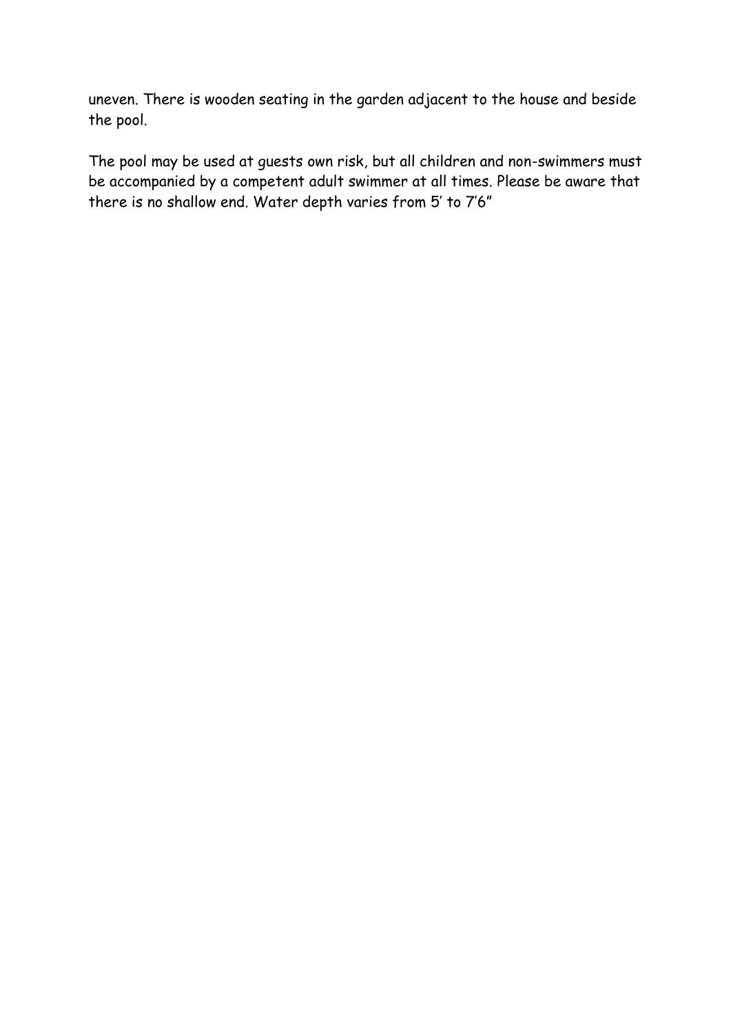uneven. There is wooden seating in the garden adjacent to the house and beside the pool.

The pool may be used at guests own risk, but all children and non-swimmers must be accompanied by a competent adult swimmer at all times. Please be aware that there is no shallow end. Water depth varies from 5' to 7'6"